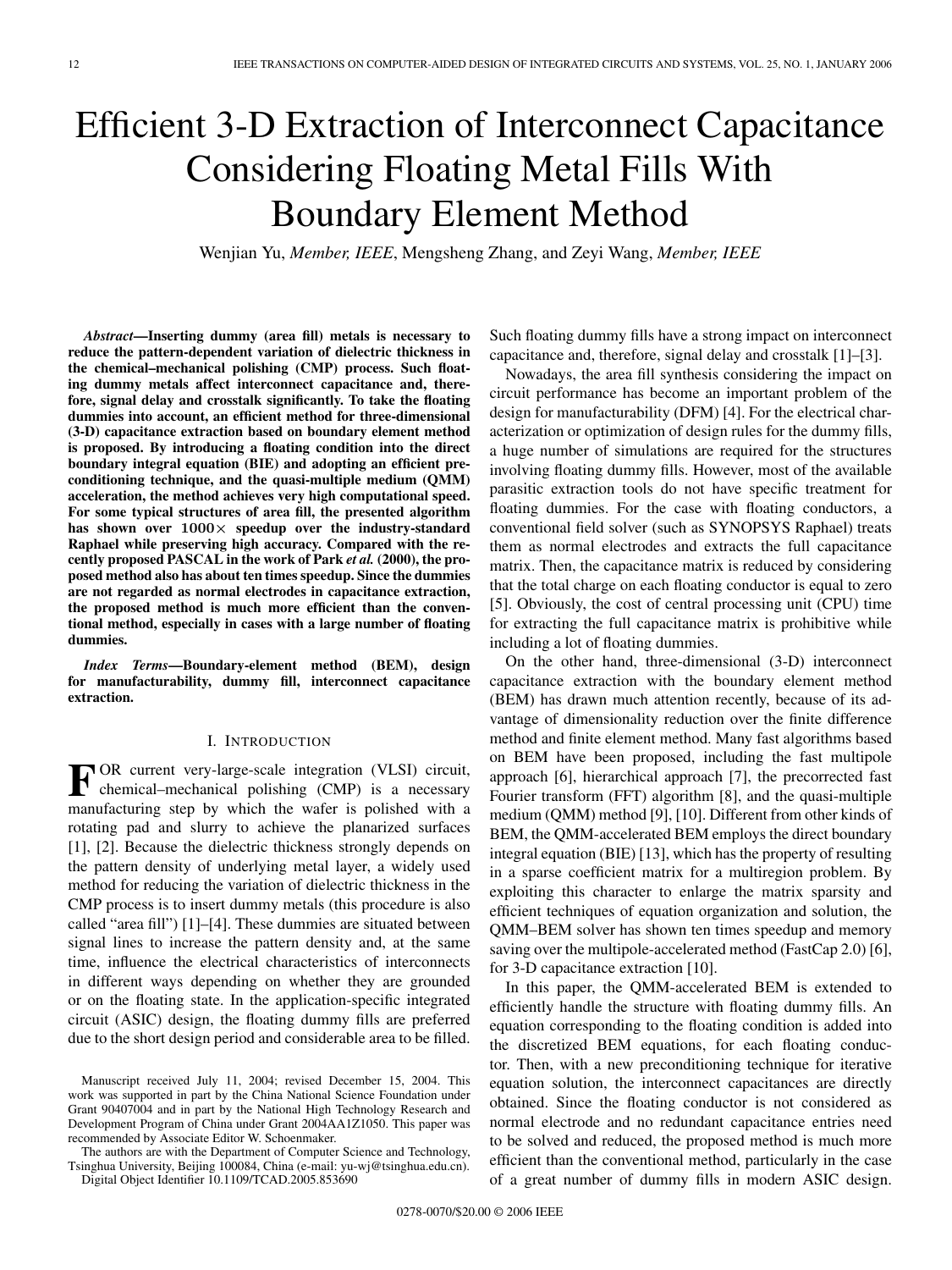# Efficient 3-D Extraction of Interconnect Capacitance Considering Floating Metal Fills With Boundary Element Method

Wenjian Yu, *Member, IEEE*, Mengsheng Zhang, and Zeyi Wang, *Member, IEEE*

***Abstract*—Inserting dummy (area fill) metals is necessary to reduce the pattern-dependent variation of dielectric thickness in the chemical–mechanical polishing (CMP) process. Such floating dummy metals affect interconnect capacitance and, therefore, signal delay and crosstalk significantly. To take the floating dummies into account, an efficient method for three-dimensional (3-D) capacitance extraction based on boundary element method is proposed. By introducing a floating condition into the direct boundary integral equation (BIE) and adopting an efficient preconditioning technique, and the quasi-multiple medium (QMM) acceleration, the method achieves very high computational speed. For some typical structures of area fill, the presented algorithm has shown over 1000× speedup over the industry-standard Raphael while preserving high accuracy. Compared with the recently proposed PASCAL in the work of Park *et al.* (2000), the proposed method also has about ten times speedup. Since the dummies are not regarded as normal electrodes in capacitance extraction, the proposed method is much more efficient than the conventional method, especially in cases with a large number of floating dummies.**

***Index Terms*—Boundary-element method (BEM), design for manufacturability, dummy fill, interconnect capacitance extraction.**

## I. Introduction

For current very-large-scale integration (VLSI) circuit, chemical–mechanical polishing (CMP) is a necessary manufacturing step by which the wafer is polished with a rotating pad and slurry to achieve the planarized surfaces [1], [2]. Because the dielectric thickness strongly depends on the pattern density of underlying metal layer, a widely used method for reducing the variation of dielectric thickness in the CMP process is to insert dummy metals (this procedure is also called "area fill") [1]–[4]. These dummies are situated between signal lines to increase the pattern density and, at the same time, influence the electrical characteristics of interconnects in different ways depending on whether they are grounded or on the floating state. In the application-specific integrated circuit (ASIC) design, the floating dummy fills are preferred due to the short design period and considerable area to be filled. Such floating dummy fills have a strong impact on interconnect capacitance and, therefore, signal delay and crosstalk [1]–[3].

Nowadays, the area fill synthesis considering the impact on circuit performance has become an important problem of the design for manufacturability (DFM) [4]. For the electrical characterization or optimization of design rules for the dummy fills, a huge number of simulations are required for the structures involving floating dummy fills. However, most of the available parasitic extraction tools do not have specific treatment for floating dummies. For the case with floating conductors, a conventional field solver (such as SYNOPSYS Raphael) treats them as normal electrodes and extracts the full capacitance matrix. Then, the capacitance matrix is reduced by considering that the total charge on each floating conductor is equal to zero [5]. Obviously, the cost of central processing unit (CPU) time for extracting the full capacitance matrix is prohibitive while including a lot of floating dummies.

On the other hand, three-dimensional (3-D) interconnect capacitance extraction with the boundary element method (BEM) has drawn much attention recently, because of its advantage of dimensionality reduction over the finite difference method and finite element method. Many fast algorithms based on BEM have been proposed, including the fast multipole approach [6], hierarchical approach [7], the precorrected fast Fourier transform (FFT) algorithm [8], and the quasi-multiple medium (QMM) method [9], [10]. Different from other kinds of BEM, the QMM-accelerated BEM employs the direct boundary integral equation (BIE) [13], which has the property of resulting in a sparse coefficient matrix for a multiregion problem. By exploiting this character to enlarge the matrix sparsity and efficient techniques of equation organization and solution, the QMM–BEM solver has shown ten times speedup and memory saving over the multipole-accelerated method (FastCap 2.0) [6], for 3-D capacitance extraction [10].

In this paper, the QMM-accelerated BEM is extended to efficiently handle the structure with floating dummy fills. An equation corresponding to the floating condition is added into the discretized BEM equations, for each floating conductor. Then, with a new preconditioning technique for iterative equation solution, the interconnect capacitances are directly obtained. Since the floating conductor is not considered as normal electrode and no redundant capacitance entries need to be solved and reduced, the proposed method is much more efficient than the conventional method, particularly in the case of a great number of dummy fills in modern ASIC design.

Manuscript received July 11, 2004; revised December 15, 2004. This work was supported in part by the China National Science Foundation under Grant 90407004 and in part by the National High Technology Research and Development Program of China under Grant 2004AA1Z1050. This paper was recommended by Associate Editor W. Schoenmaker.

The authors are with the Department of Computer Science and Technology, Tsinghua University, Beijing 100084, China (e-mail: yu-wj@tsinghua.edu.cn).

Digital Object Identifier 10.1109/TCAD.2005.853690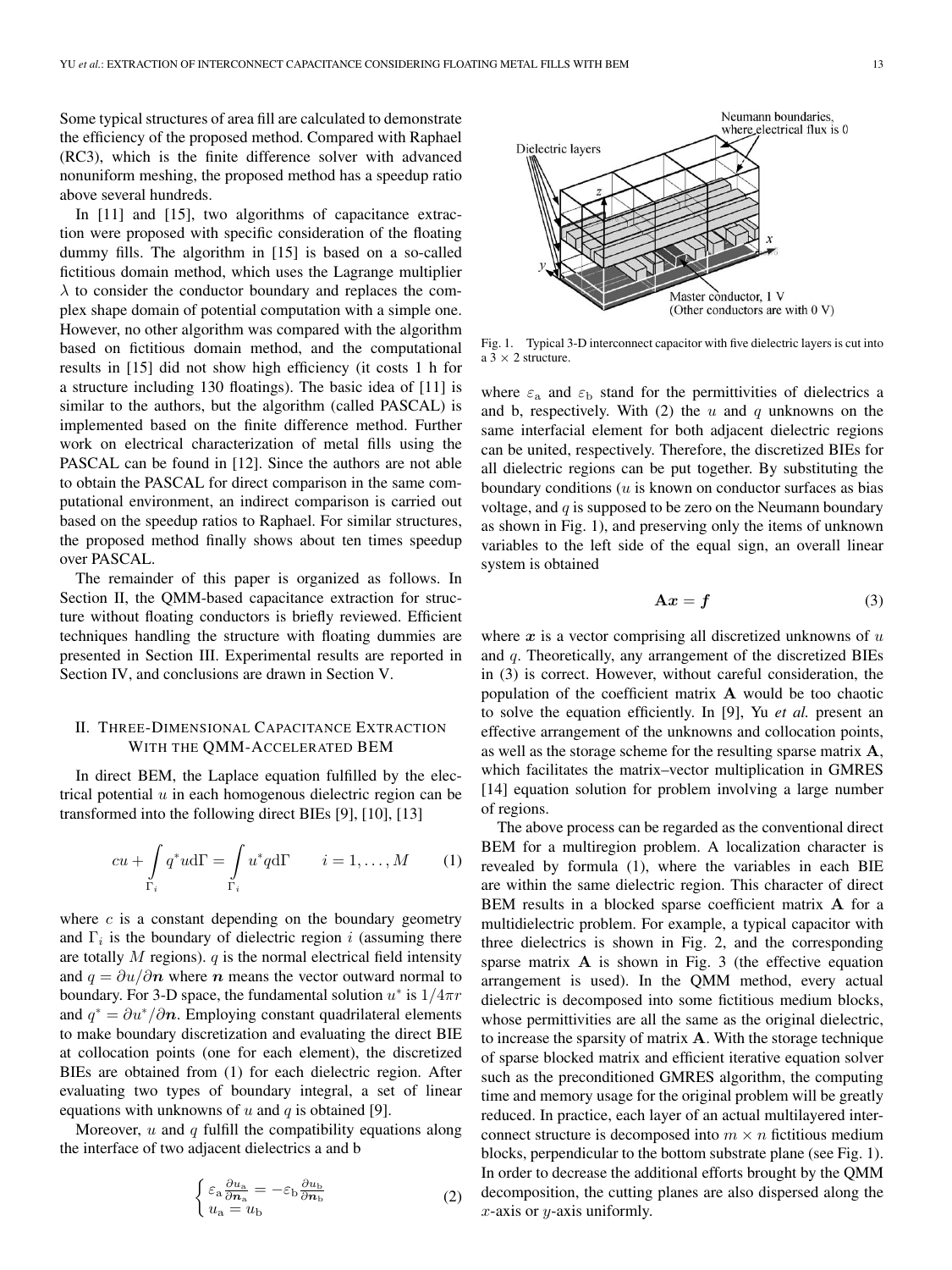Some typical structures of area fill are calculated to demonstrate the efficiency of the proposed method. Compared with Raphael (RC3), which is the finite difference solver with advanced nonuniform meshing, the proposed method has a speedup ratio above several hundreds.

In [11] and [15], two algorithms of capacitance extraction were proposed with specific consideration of the floating dummy fills. The algorithm in [15] is based on a so-called fictitious domain method, which uses the Lagrange multiplier $\lambda$ to consider the conductor boundary and replaces the complex shape domain of potential computation with a simple one. However, no other algorithm was compared with the algorithm based on fictitious domain method, and the computational results in [15] did not show high efficiency (it costs 1 h for a structure including 130 floatings). The basic idea of [11] is similar to the authors, but the algorithm (called PASCAL) is implemented based on the finite difference method. Further work on electrical characterization of metal fills using the PASCAL can be found in [12]. Since the authors are not able to obtain the PASCAL for direct comparison in the same computational environment, an indirect comparison is carried out based on the speedup ratios to Raphael. For similar structures, the proposed method finally shows about ten times speedup over PASCAL.

The remainder of this paper is organized as follows. In Section II, the QMM-based capacitance extraction for structure without floating conductors is briefly reviewed. Efficient techniques handling the structure with floating dummies are presented in Section III. Experimental results are reported in Section IV, and conclusions are drawn in Section V.

## II. Three-Dimensional Capacitance Extraction With the QMM-Accelerated BEM

In direct BEM, the Laplace equation fulfilled by the electrical potential $u$ in each homogenous dielectric region can be transformed into the following direct BIEs [9], [10], [13]

$$cu + \int_{\Gamma_i} q^* u \mathrm{d}\Gamma = \int_{\Gamma_i} u^* q \mathrm{d}\Gamma \qquad i = 1, \ldots, M \tag{1}$$

where $c$ is a constant depending on the boundary geometry and $\Gamma_i$ is the boundary of dielectric region $i$ (assuming there are totally $M$ regions). $q$ is the normal electrical field intensity and $q = \partial u / \partial \boldsymbol{n}$ where $\boldsymbol{n}$ means the vector outward normal to boundary. For 3-D space, the fundamental solution $u^*$ is $1/4\pi r$ and $q^* = \partial u^* / \partial \boldsymbol{n}$. Employing constant quadrilateral elements to make boundary discretization and evaluating the direct BIE at collocation points (one for each element), the discretized BIEs are obtained from (1) for each dielectric region. After evaluating two types of boundary integral, a set of linear equations with unknowns of $u$ and $q$ is obtained [9].

Moreover, $u$ and $q$ fulfill the compatibility equations along the interface of two adjacent dielectrics a and b

$$\begin{cases} \varepsilon_{\mathrm{a}} \frac{\partial u_{\mathrm{a}}}{\partial \boldsymbol{n}_{\mathrm{a}}} = -\varepsilon_{\mathrm{b}} \frac{\partial u_{\mathrm{b}}}{\partial \boldsymbol{n}_{\mathrm{b}}} \\ u_{\mathrm{a}} = u_{\mathrm{b}} \end{cases} \tag{2}$$

Fig. 1. Typical 3-D interconnect capacitor with five dielectric layers is cut into a $3 \times 2$ structure.

where $\varepsilon_{\mathrm{a}}$ and $\varepsilon_{\mathrm{b}}$ stand for the permittivities of dielectrics a and b, respectively. With (2) the $u$ and $q$ unknowns on the same interfacial element for both adjacent dielectric regions can be united, respectively. Therefore, the discretized BIEs for all dielectric regions can be put together. By substituting the boundary conditions ($u$ is known on conductor surfaces as bias voltage, and $q$ is supposed to be zero on the Neumann boundary as shown in Fig. 1), and preserving only the items of unknown variables to the left side of the equal sign, an overall linear system is obtained

$$\mathbf{A}\boldsymbol{x} = \boldsymbol{f} \tag{3}$$

where $\boldsymbol{x}$ is a vector comprising all discretized unknowns of $u$ and $q$. Theoretically, any arrangement of the discretized BIEs in (3) is correct. However, without careful consideration, the population of the coefficient matrix $\mathbf{A}$ would be too chaotic to solve the equation efficiently. In [9], Yu *et al.* present an effective arrangement of the unknowns and collocation points, as well as the storage scheme for the resulting sparse matrix $\mathbf{A}$, which facilitates the matrix–vector multiplication in GMRES [14] equation solution for problem involving a large number of regions.

The above process can be regarded as the conventional direct BEM for a multiregion problem. A localization character is revealed by formula (1), where the variables in each BIE are within the same dielectric region. This character of direct BEM results in a blocked sparse coefficient matrix $\mathbf{A}$ for a multidielectric problem. For example, a typical capacitor with three dielectrics is shown in Fig. 2, and the corresponding sparse matrix $\mathbf{A}$ is shown in Fig. 3 (the effective equation arrangement is used). In the QMM method, every actual dielectric is decomposed into some fictitious medium blocks, whose permittivities are all the same as the original dielectric, to increase the sparsity of matrix $\mathbf{A}$. With the storage technique of sparse blocked matrix and efficient iterative equation solver such as the preconditioned GMRES algorithm, the computing time and memory usage for the original problem will be greatly reduced. In practice, each layer of an actual multilayered interconnect structure is decomposed into $m \times n$ fictitious medium blocks, perpendicular to the bottom substrate plane (see Fig. 1). In order to decrease the additional efforts brought by the QMM decomposition, the cutting planes are also dispersed along the $x$-axis or $y$-axis uniformly.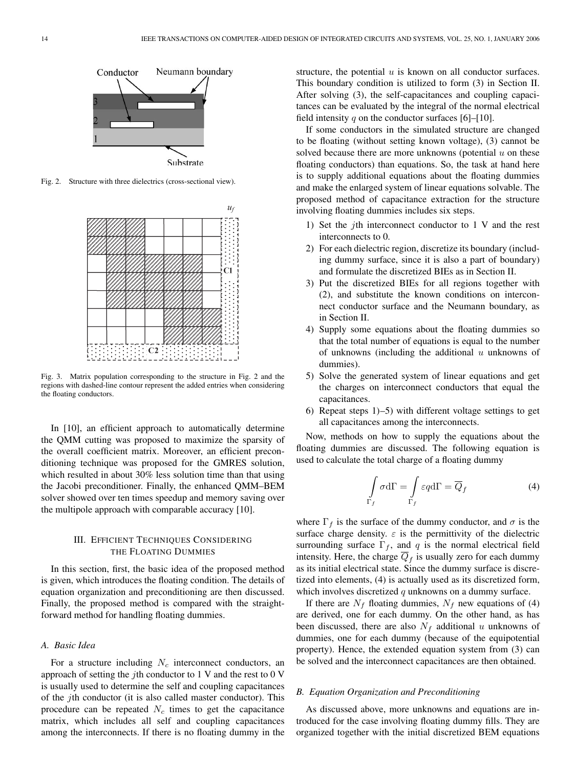Fig. 2. Structure with three dielectrics (cross-sectional view).

Fig. 3. Matrix population corresponding to the structure in Fig. 2 and the regions with dashed-line contour represent the added entries when considering the floating conductors.

In [10], an efficient approach to automatically determine the QMM cutting was proposed to maximize the sparsity of the overall coefficient matrix. Moreover, an efficient preconditioning technique was proposed for the GMRES solution, which resulted in about 30% less solution time than that using the Jacobi preconditioner. Finally, the enhanced QMM–BEM solver showed over ten times speedup and memory saving over the multipole approach with comparable accuracy [10].

## III. Efficient Techniques Considering the Floating Dummies

In this section, first, the basic idea of the proposed method is given, which introduces the floating condition. The details of equation organization and preconditioning are then discussed. Finally, the proposed method is compared with the straightforward method for handling floating dummies.

### A. Basic Idea

For a structure including $N_c$ interconnect conductors, an approach of setting the $j$th conductor to 1 V and the rest to 0 V is usually used to determine the self and coupling capacitances of the $j$th conductor (it is also called master conductor). This procedure can be repeated $N_c$ times to get the capacitance matrix, which includes all self and coupling capacitances among the interconnects. If there is no floating dummy in the structure, the potential $u$ is known on all conductor surfaces. This boundary condition is utilized to form (3) in Section II. After solving (3), the self-capacitances and coupling capacitances can be evaluated by the integral of the normal electrical field intensity $q$ on the conductor surfaces [6]–[10].

If some conductors in the simulated structure are changed to be floating (without setting known voltage), (3) cannot be solved because there are more unknowns (potential $u$ on these floating conductors) than equations. So, the task at hand here is to supply additional equations about the floating dummies and make the enlarged system of linear equations solvable. The proposed method of capacitance extraction for the structure involving floating dummies includes six steps.

1) Set the $j$th interconnect conductor to 1 V and the rest interconnects to 0.
2) For each dielectric region, discretize its boundary (including dummy surface, since it is also a part of boundary) and formulate the discretized BIEs as in Section II.
3) Put the discretized BIEs for all regions together with (2), and substitute the known conditions on interconnect conductor surface and the Neumann boundary, as in Section II.
4) Supply some equations about the floating dummies so that the total number of equations is equal to the number of unknowns (including the additional $u$ unknowns of dummies).
5) Solve the generated system of linear equations and get the charges on interconnect conductors that equal the capacitances.
6) Repeat steps 1)–5) with different voltage settings to get all capacitances among the interconnects.

Now, methods on how to supply the equations about the floating dummies are discussed. The following equation is used to calculate the total charge of a floating dummy

$$\int_{\Gamma_f} \sigma \mathrm{d}\Gamma = \int_{\Gamma_f} \varepsilon q \mathrm{d}\Gamma = \overline{Q}_f \tag{4}$$

where $\Gamma_f$ is the surface of the dummy conductor, and $\sigma$ is the surface charge density. $\varepsilon$ is the permittivity of the dielectric surrounding surface $\Gamma_f$, and $q$ is the normal electrical field intensity. Here, the charge $\overline{Q}_f$ is usually zero for each dummy as its initial electrical state. Since the dummy surface is discretized into elements, (4) is actually used as its discretized form, which involves discretized $q$ unknowns on a dummy surface.

If there are $N_f$ floating dummies, $N_f$ new equations of (4) are derived, one for each dummy. On the other hand, as has been discussed, there are also $N_f$ additional $u$ unknowns of dummies, one for each dummy (because of the equipotential property). Hence, the extended equation system from (3) can be solved and the interconnect capacitances are then obtained.

### B. Equation Organization and Preconditioning

As discussed above, more unknowns and equations are introduced for the case involving floating dummy fills. They are organized together with the initial discretized BEM equations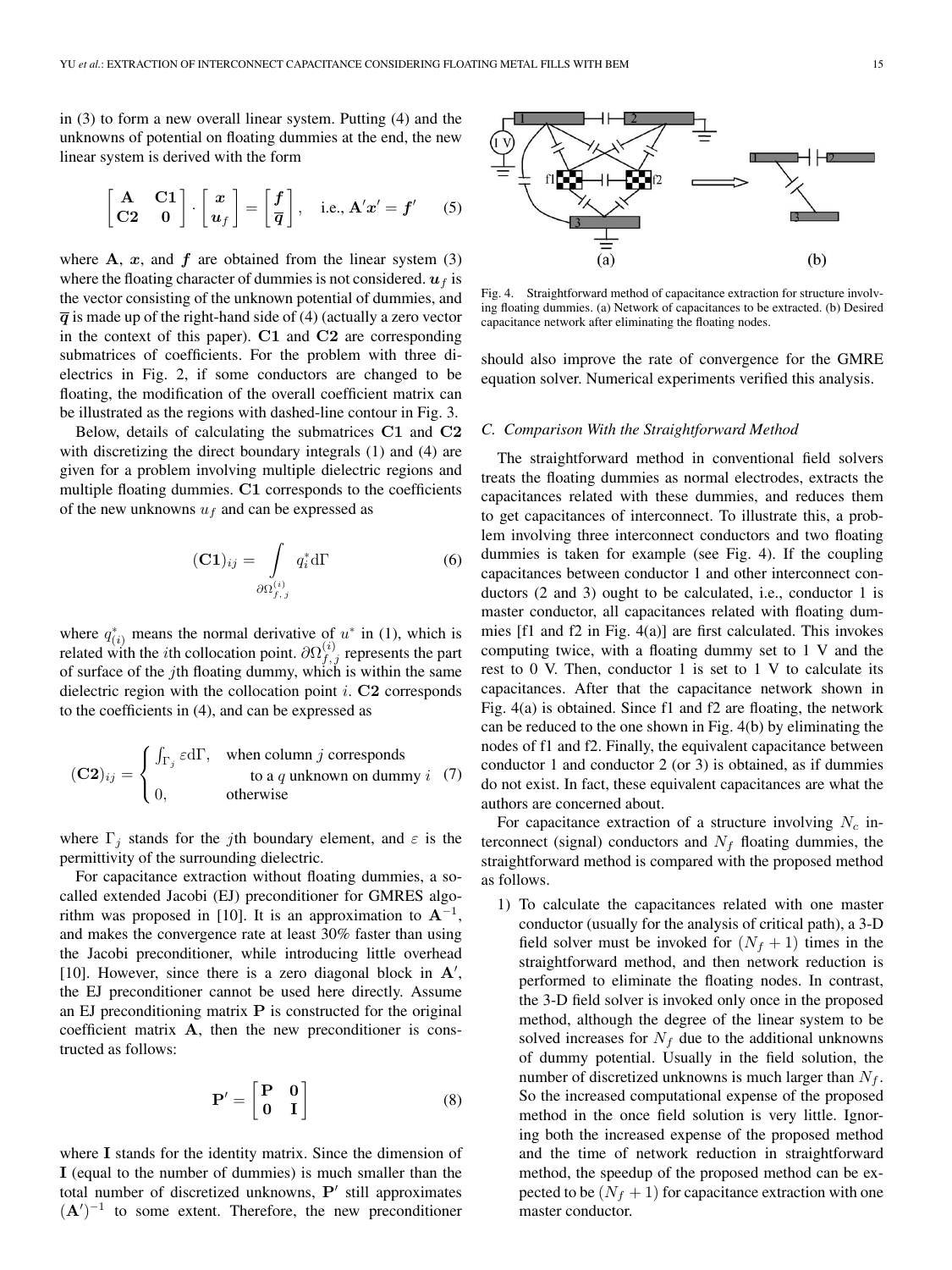in (3) to form a new overall linear system. Putting (4) and the unknowns of potential on floating dummies at the end, the new linear system is derived with the form

$$\begin{bmatrix} \mathbf{A} & \mathbf{C1} \\ \mathbf{C2} & \mathbf{0} \end{bmatrix} \cdot \begin{bmatrix} \boldsymbol{x} \\ \boldsymbol{u}_f \end{bmatrix} = \begin{bmatrix} \boldsymbol{f} \\ \overline{\boldsymbol{q}} \end{bmatrix}, \quad \text{i.e., } \mathbf{A}'\boldsymbol{x}' = \boldsymbol{f}' \tag{5}$$

where $\mathbf{A}$, $\boldsymbol{x}$, and $\boldsymbol{f}$ are obtained from the linear system (3) where the floating character of dummies is not considered. $\boldsymbol{u}_f$ is the vector consisting of the unknown potential of dummies, and $\overline{\boldsymbol{q}}$ is made up of the right-hand side of (4) (actually a zero vector in the context of this paper). $\mathbf{C1}$ and $\mathbf{C2}$ are corresponding submatrices of coefficients. For the problem with three dielectrics in Fig. 2, if some conductors are changed to be floating, the modification of the overall coefficient matrix can be illustrated as the regions with dashed-line contour in Fig. 3.

Below, details of calculating the submatrices $\mathbf{C1}$ and $\mathbf{C2}$ with discretizing the direct boundary integrals (1) and (4) are given for a problem involving multiple dielectric regions and multiple floating dummies. $\mathbf{C1}$ corresponds to the coefficients of the new unknowns $u_f$ and can be expressed as

$$(\mathbf{C1})_{ij} = \int\limits_{\partial\Omega_{f,j}^{(i)}} q_i^* \mathrm{d}\Gamma \tag{6}$$

where $q_{(i)}^*$ means the normal derivative of $u^*$ in (1), which is related with the $i$th collocation point. $\partial\Omega_{f,j}^{(i)}$ represents the part of surface of the $j$th floating dummy, which is within the same dielectric region with the collocation point $i$. $\mathbf{C2}$ corresponds to the coefficients in (4), and can be expressed as

$$(\mathbf{C2})_{ij} = \begin{cases} \int_{\Gamma_j} \varepsilon \mathrm{d}\Gamma, & \text{when column } j \text{ corresponds} \\ & \quad \text{to a } q \text{ unknown on dummy } i \\ 0, & \text{otherwise} \end{cases} \tag{7}$$

where $\Gamma_j$ stands for the $j$th boundary element, and $\varepsilon$ is the permittivity of the surrounding dielectric.

For capacitance extraction without floating dummies, a so-called extended Jacobi (EJ) preconditioner for GMRES algorithm was proposed in [10]. It is an approximation to $\mathbf{A}^{-1}$, and makes the convergence rate at least 30% faster than using the Jacobi preconditioner, while introducing little overhead [10]. However, since there is a zero diagonal block in $\mathbf{A}'$, the EJ preconditioner cannot be used here directly. Assume an EJ preconditioning matrix $\mathbf{P}$ is constructed for the original coefficient matrix $\mathbf{A}$, then the new preconditioner is constructed as follows:

$$\mathbf{P}' = \begin{bmatrix} \mathbf{P} & \mathbf{0} \\ \mathbf{0} & \mathbf{I} \end{bmatrix} \tag{8}$$

where $\mathbf{I}$ stands for the identity matrix. Since the dimension of $\mathbf{I}$ (equal to the number of dummies) is much smaller than the total number of discretized unknowns, $\mathbf{P}'$ still approximates $(\mathbf{A}')^{-1}$ to some extent. Therefore, the new preconditioner should also improve the rate of convergence for the GMRE equation solver. Numerical experiments verified this analysis.

Fig. 4. Straightforward method of capacitance extraction for structure involving floating dummies. (a) Network of capacitances to be extracted. (b) Desired capacitance network after eliminating the floating nodes.

### C. Comparison With the Straightforward Method

The straightforward method in conventional field solvers treats the floating dummies as normal electrodes, extracts the capacitances related with these dummies, and reduces them to get capacitances of interconnect. To illustrate this, a problem involving three interconnect conductors and two floating dummies is taken for example (see Fig. 4). If the coupling capacitances between conductor 1 and other interconnect conductors (2 and 3) ought to be calculated, i.e., conductor 1 is master conductor, all capacitances related with floating dummies [f1 and f2 in Fig. 4(a)] are first calculated. This invokes computing twice, with a floating dummy set to 1 V and the rest to 0 V. Then, conductor 1 is set to 1 V to calculate its capacitances. After that the capacitance network shown in Fig. 4(a) is obtained. Since f1 and f2 are floating, the network can be reduced to the one shown in Fig. 4(b) by eliminating the nodes of f1 and f2. Finally, the equivalent capacitance between conductor 1 and conductor 2 (or 3) is obtained, as if dummies do not exist. In fact, these equivalent capacitances are what the authors are concerned about.

For capacitance extraction of a structure involving $N_c$ interconnect (signal) conductors and $N_f$ floating dummies, the straightforward method is compared with the proposed method as follows.

1) To calculate the capacitances related with one master conductor (usually for the analysis of critical path), a 3-D field solver must be invoked for $(N_f + 1)$ times in the straightforward method, and then network reduction is performed to eliminate the floating nodes. In contrast, the 3-D field solver is invoked only once in the proposed method, although the degree of the linear system to be solved increases for $N_f$ due to the additional unknowns of dummy potential. Usually in the field solution, the number of discretized unknowns is much larger than $N_f$. So the increased computational expense of the proposed method in the once field solution is very little. Ignoring both the increased expense of the proposed method and the time of network reduction in straightforward method, the speedup of the proposed method can be expected to be $(N_f + 1)$ for capacitance extraction with one master conductor.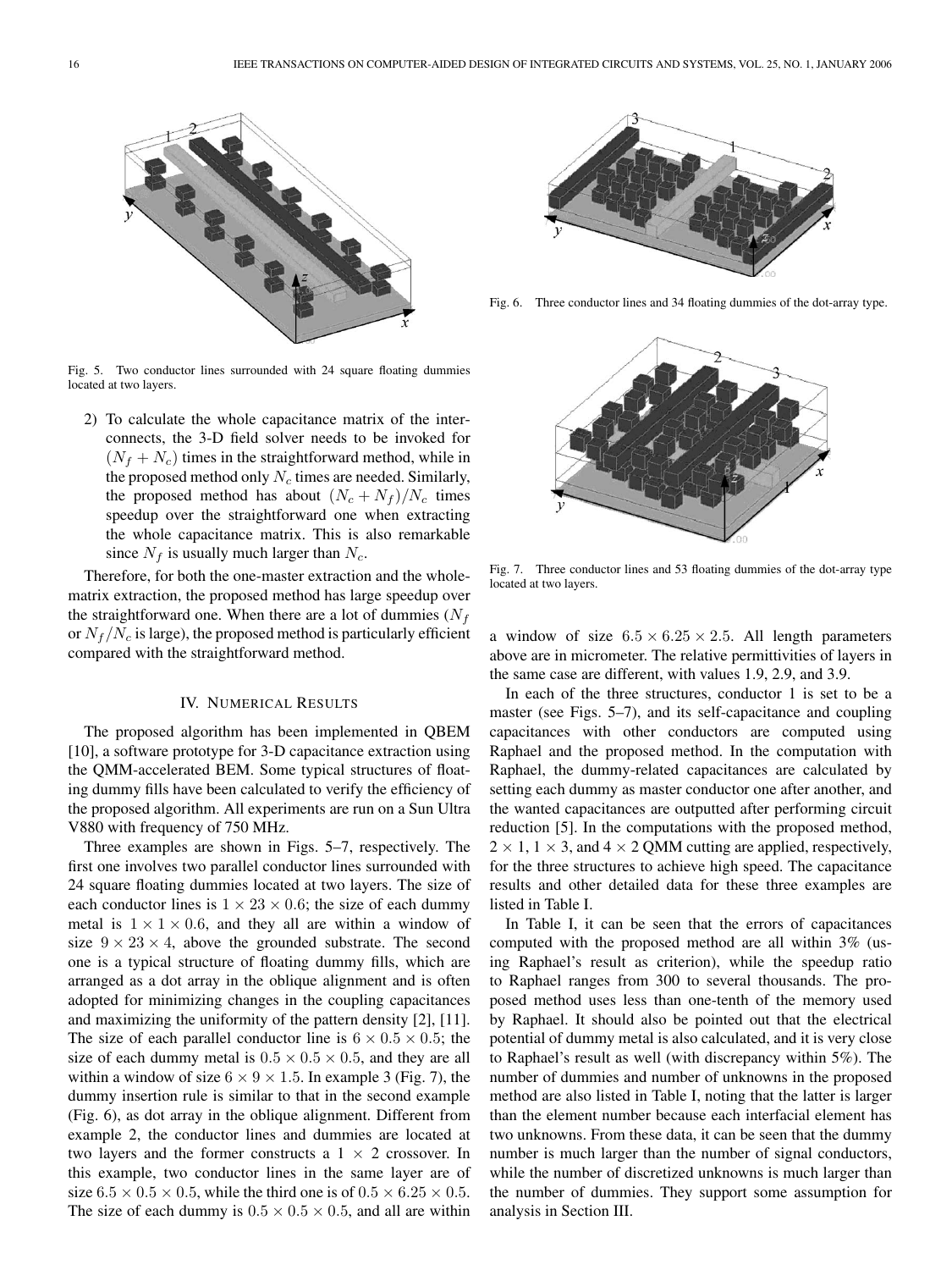Fig. 5. Two conductor lines surrounded with 24 square floating dummies located at two layers.

2) To calculate the whole capacitance matrix of the interconnects, the 3-D field solver needs to be invoked for $(N_f + N_c)$ times in the straightforward method, while in the proposed method only $N_c$ times are needed. Similarly, the proposed method has about $(N_c + N_f)/N_c$ times speedup over the straightforward one when extracting the whole capacitance matrix. This is also remarkable since $N_f$ is usually much larger than $N_c$.

Therefore, for both the one-master extraction and the whole-matrix extraction, the proposed method has large speedup over the straightforward one. When there are a lot of dummies ($N_f$ or $N_f/N_c$ is large), the proposed method is particularly efficient compared with the straightforward method.

## IV. Numerical Results

The proposed algorithm has been implemented in QBEM [10], a software prototype for 3-D capacitance extraction using the QMM-accelerated BEM. Some typical structures of floating dummy fills have been calculated to verify the efficiency of the proposed algorithm. All experiments are run on a Sun Ultra V880 with frequency of 750 MHz.

Three examples are shown in Figs. 5–7, respectively. The first one involves two parallel conductor lines surrounded with 24 square floating dummies located at two layers. The size of each conductor lines is $1 \times 23 \times 0.6$; the size of each dummy metal is $1 \times 1 \times 0.6$, and they all are within a window of size $9 \times 23 \times 4$, above the grounded substrate. The second one is a typical structure of floating dummy fills, which are arranged as a dot array in the oblique alignment and is often adopted for minimizing changes in the coupling capacitances and maximizing the uniformity of the pattern density [2], [11]. The size of each parallel conductor line is $6 \times 0.5 \times 0.5$; the size of each dummy metal is $0.5 \times 0.5 \times 0.5$, and they are all within a window of size $6 \times 9 \times 1.5$. In example 3 (Fig. 7), the dummy insertion rule is similar to that in the second example (Fig. 6), as dot array in the oblique alignment. Different from example 2, the conductor lines and dummies are located at two layers and the former constructs a $1 \times 2$ crossover. In this example, two conductor lines in the same layer are of size $6.5 \times 0.5 \times 0.5$, while the third one is of $0.5 \times 6.25 \times 0.5$. The size of each dummy is $0.5 \times 0.5 \times 0.5$, and all are within a window of size $6.5 \times 6.25 \times 2.5$. All length parameters above are in micrometer. The relative permittivities of layers in the same case are different, with values 1.9, 2.9, and 3.9.

Fig. 6. Three conductor lines and 34 floating dummies of the dot-array type.

Fig. 7. Three conductor lines and 53 floating dummies of the dot-array type located at two layers.

In each of the three structures, conductor 1 is set to be a master (see Figs. 5–7), and its self-capacitance and coupling capacitances with other conductors are computed using Raphael and the proposed method. In the computation with Raphael, the dummy-related capacitances are calculated by setting each dummy as master conductor one after another, and the wanted capacitances are outputted after performing circuit reduction [5]. In the computations with the proposed method, $2 \times 1$, $1 \times 3$, and $4 \times 2$ QMM cutting are applied, respectively, for the three structures to achieve high speed. The capacitance results and other detailed data for these three examples are listed in Table I.

In Table I, it can be seen that the errors of capacitances computed with the proposed method are all within 3% (using Raphael's result as criterion), while the speedup ratio to Raphael ranges from 300 to several thousands. The proposed method uses less than one-tenth of the memory used by Raphael. It should also be pointed out that the electrical potential of dummy metal is also calculated, and it is very close to Raphael's result as well (with discrepancy within 5%). The number of dummies and number of unknowns in the proposed method are also listed in Table I, noting that the latter is larger than the element number because each interfacial element has two unknowns. From these data, it can be seen that the dummy number is much larger than the number of signal conductors, while the number of discretized unknowns is much larger than the number of dummies. They support some assumption for analysis in Section III.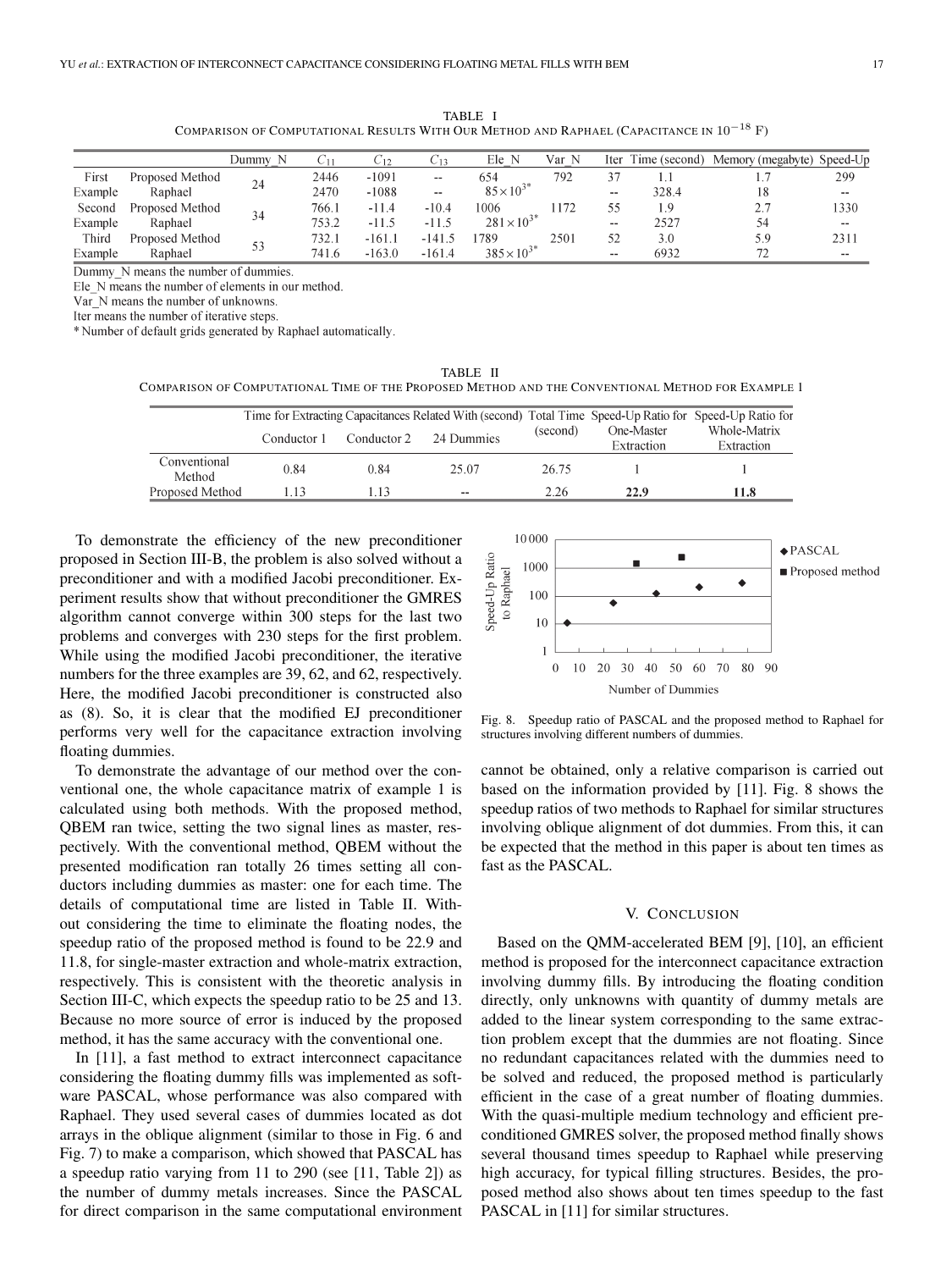TABLE I
COMPARISON OF COMPUTATIONAL RESULTS WITH OUR METHOD AND RAPHAEL (CAPACITANCE IN $10^{-18}$ F)

| | | Dummy_N | $C_{11}$ | $C_{12}$ | $C_{13}$ | Ele_N | Var_N | Iter | Time (second) | Memory (megabyte) | Speed-Up |
|---|---|---|---|---|---|---|---|---|---|---|---|
| First Example | Proposed Method | 24 | 2446 | -1091 | -- | 654 | 792 | 37 | 1.1 | 1.7 | 299 |
| | Raphael | | 2470 | -1088 | -- | $85\times10^{3*}$ | | -- | 328.4 | 18 | -- |
| Second Example | Proposed Method | 34 | 766.1 | -11.4 | -10.4 | 1006 | 1172 | 55 | 1.9 | 2.7 | 1330 |
| | Raphael | | 753.2 | -11.5 | -11.5 | $281\times10^{3*}$ | | -- | 2527 | 54 | -- |
| Third Example | Proposed Method | 53 | 732.1 | -161.1 | -141.5 | 1789 | 2501 | 52 | 3.0 | 5.9 | 2311 |
| | Raphael | | 741.6 | -163.0 | -161.4 | $385\times10^{3*}$ | | -- | 6932 | 72 | -- |

Dummy_N means the number of dummies.
Ele_N means the number of elements in our method.
Var_N means the number of unknowns.
Iter means the number of iterative steps.
\* Number of default grids generated by Raphael automatically.

TABLE II
COMPARISON OF COMPUTATIONAL TIME OF THE PROPOSED METHOD AND THE CONVENTIONAL METHOD FOR EXAMPLE 1

| | Time for Extracting Capacitances Related With (second) | | | Total Time (second) | Speed-Up Ratio for One-Master Extraction | Speed-Up Ratio for Whole-Matrix Extraction |
|---|---|---|---|---|---|---|
| | Conductor 1 | Conductor 2 | 24 Dummies | | | |
| Conventional Method | 0.84 | 0.84 | 25.07 | 26.75 | 1 | 1 |
| Proposed Method | 1.13 | 1.13 | -- | 2.26 | **22.9** | **11.8** |

To demonstrate the efficiency of the new preconditioner proposed in Section III-B, the problem is also solved without a preconditioner and with a modified Jacobi preconditioner. Experiment results show that without preconditioner the GMRES algorithm cannot converge within 300 steps for the last two problems and converges with 230 steps for the first problem. While using the modified Jacobi preconditioner, the iterative numbers for the three examples are 39, 62, and 62, respectively. Here, the modified Jacobi preconditioner is constructed also as (8). So, it is clear that the modified EJ preconditioner performs very well for the capacitance extraction involving floating dummies.

To demonstrate the advantage of our method over the conventional one, the whole capacitance matrix of example 1 is calculated using both methods. With the proposed method, QBEM ran twice, setting the two signal lines as master, respectively. With the conventional method, QBEM without the presented modification ran totally 26 times setting all conductors including dummies as master: one for each time. The details of computational time are listed in Table II. Without considering the time to eliminate the floating nodes, the speedup ratio of the proposed method is found to be 22.9 and 11.8, for single-master extraction and whole-matrix extraction, respectively. This is consistent with the theoretic analysis in Section III-C, which expects the speedup ratio to be 25 and 13. Because no more source of error is induced by the proposed method, it has the same accuracy with the conventional one.

In [11], a fast method to extract interconnect capacitance considering the floating dummy fills was implemented as software PASCAL, whose performance was also compared with Raphael. They used several cases of dummies located as dot arrays in the oblique alignment (similar to those in Fig. 6 and Fig. 7) to make a comparison, which showed that PASCAL has a speedup ratio varying from 11 to 290 (see [11, Table 2]) as the number of dummy metals increases. Since the PASCAL for direct comparison in the same computational environment cannot be obtained, only a relative comparison is carried out based on the information provided by [11]. Fig. 8 shows the speedup ratios of two methods to Raphael for similar structures involving oblique alignment of dot dummies. From this, it can be expected that the method in this paper is about ten times as fast as the PASCAL.

Fig. 8. Speedup ratio of PASCAL and the proposed method to Raphael for structures involving different numbers of dummies.

## V. CONCLUSION

Based on the QMM-accelerated BEM [9], [10], an efficient method is proposed for the interconnect capacitance extraction involving dummy fills. By introducing the floating condition directly, only unknowns with quantity of dummy metals are added to the linear system corresponding to the same extraction problem except that the dummies are not floating. Since no redundant capacitances related with the dummies need to be solved and reduced, the proposed method is particularly efficient in the case of a great number of floating dummies. With the quasi-multiple medium technology and efficient preconditioned GMRES solver, the proposed method finally shows several thousand times speedup to Raphael while preserving high accuracy, for typical filling structures. Besides, the proposed method also shows about ten times speedup to the fast PASCAL in [11] for similar structures.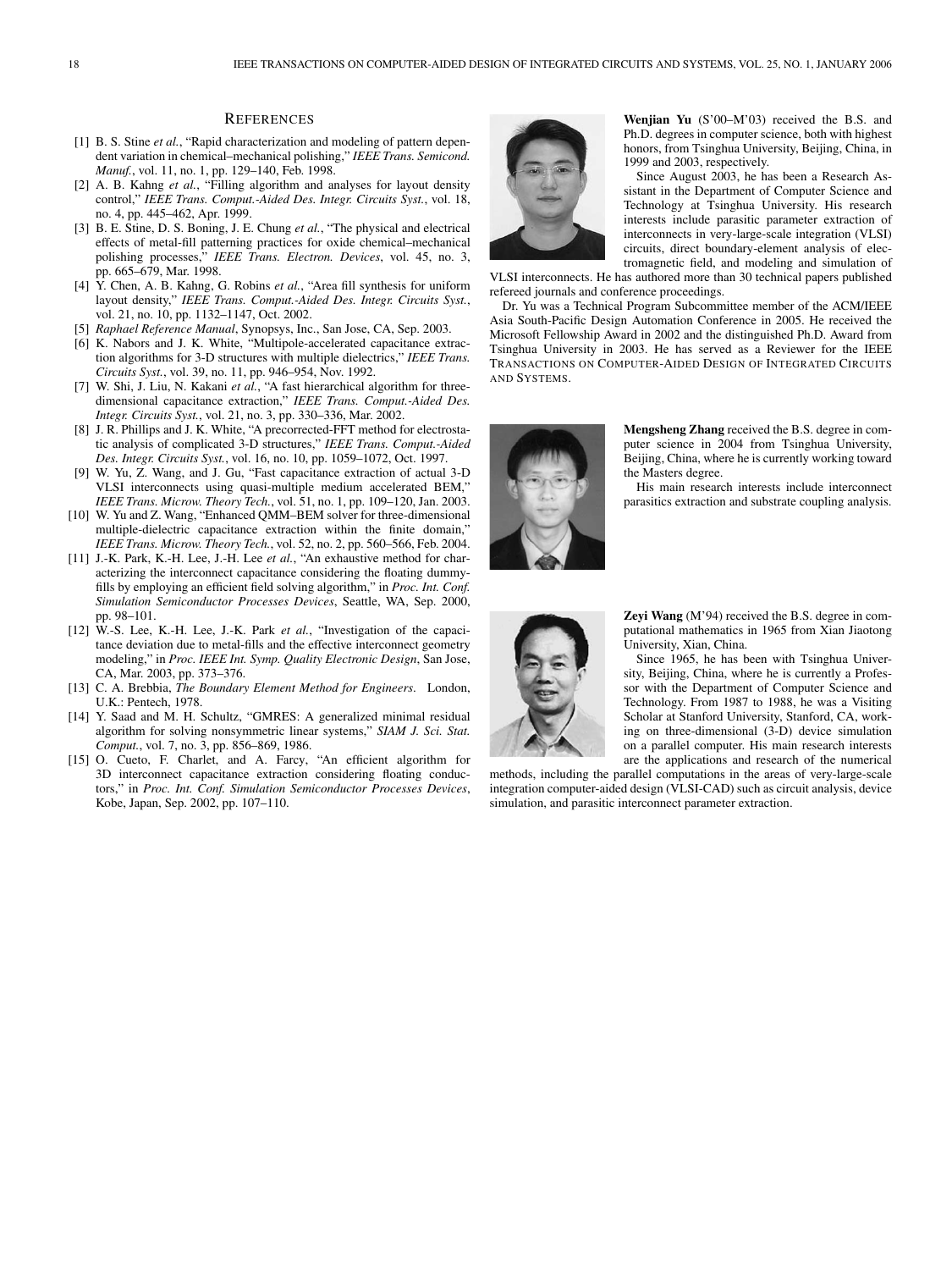## REFERENCES

[1] B. S. Stine *et al.*, "Rapid characterization and modeling of pattern dependent variation in chemical–mechanical polishing," *IEEE Trans. Semicond. Manuf.*, vol. 11, no. 1, pp. 129–140, Feb. 1998.

[2] A. B. Kahng *et al.*, "Filling algorithm and analyses for layout density control," *IEEE Trans. Comput.-Aided Des. Integr. Circuits Syst.*, vol. 18, no. 4, pp. 445–462, Apr. 1999.

[3] B. E. Stine, D. S. Boning, J. E. Chung *et al.*, "The physical and electrical effects of metal-fill patterning practices for oxide chemical–mechanical polishing processes," *IEEE Trans. Electron. Devices*, vol. 45, no. 3, pp. 665–679, Mar. 1998.

[4] Y. Chen, A. B. Kahng, G. Robins *et al.*, "Area fill synthesis for uniform layout density," *IEEE Trans. Comput.-Aided Des. Integr. Circuits Syst.*, vol. 21, no. 10, pp. 1132–1147, Oct. 2002.

[5] *Raphael Reference Manual*, Synopsys, Inc., San Jose, CA, Sep. 2003.

[6] K. Nabors and J. K. White, "Multipole-accelerated capacitance extraction algorithms for 3-D structures with multiple dielectrics," *IEEE Trans. Circuits Syst.*, vol. 39, no. 11, pp. 946–954, Nov. 1992.

[7] W. Shi, J. Liu, N. Kakani *et al.*, "A fast hierarchical algorithm for three-dimensional capacitance extraction," *IEEE Trans. Comput.-Aided Des. Integr. Circuits Syst.*, vol. 21, no. 3, pp. 330–336, Mar. 2002.

[8] J. R. Phillips and J. K. White, "A precorrected-FFT method for electrostatic analysis of complicated 3-D structures," *IEEE Trans. Comput.-Aided Des. Integr. Circuits Syst.*, vol. 16, no. 10, pp. 1059–1072, Oct. 1997.

[9] W. Yu, Z. Wang, and J. Gu, "Fast capacitance extraction of actual 3-D VLSI interconnects using quasi-multiple medium accelerated BEM," *IEEE Trans. Microw. Theory Tech.*, vol. 51, no. 1, pp. 109–120, Jan. 2003.

[10] W. Yu and Z. Wang, "Enhanced QMM–BEM solver for three-dimensional multiple-dielectric capacitance extraction within the finite domain," *IEEE Trans. Microw. Theory Tech.*, vol. 52, no. 2, pp. 560–566, Feb. 2004.

[11] J.-K. Park, K.-H. Lee, J.-H. Lee *et al.*, "An exhaustive method for characterizing the interconnect capacitance considering the floating dummy-fills by employing an efficient field solving algorithm," in *Proc. Int. Conf. Simulation Semiconductor Processes Devices*, Seattle, WA, Sep. 2000, pp. 98–101.

[12] W.-S. Lee, K.-H. Lee, J.-K. Park *et al.*, "Investigation of the capacitance deviation due to metal-fills and the effective interconnect geometry modeling," in *Proc. IEEE Int. Symp. Quality Electronic Design*, San Jose, CA, Mar. 2003, pp. 373–376.

[13] C. A. Brebbia, *The Boundary Element Method for Engineers*. London, U.K.: Pentech, 1978.

[14] Y. Saad and M. H. Schultz, "GMRES: A generalized minimal residual algorithm for solving nonsymmetric linear systems," *SIAM J. Sci. Stat. Comput.*, vol. 7, no. 3, pp. 856–869, 1986.

[15] O. Cueto, F. Charlet, and A. Farcy, "An efficient algorithm for 3D interconnect capacitance extraction considering floating conductors," in *Proc. Int. Conf. Simulation Semiconductor Processes Devices*, Kobe, Japan, Sep. 2002, pp. 107–110.

**Wenjian Yu** (S'00–M'03) received the B.S. and Ph.D. degrees in computer science, both with highest honors, from Tsinghua University, Beijing, China, in 1999 and 2003, respectively.

Since August 2003, he has been a Research Assistant in the Department of Computer Science and Technology at Tsinghua University. His research interests include parasitic parameter extraction of interconnects in very-large-scale integration (VLSI) circuits, direct boundary-element analysis of electromagnetic field, and modeling and simulation of VLSI interconnects. He has authored more than 30 technical papers published refereed journals and conference proceedings.

Dr. Yu was a Technical Program Subcommittee member of the ACM/IEEE Asia South-Pacific Design Automation Conference in 2005. He received the Microsoft Fellowship Award in 2002 and the distinguished Ph.D. Award from Tsinghua University in 2003. He has served as a Reviewer for the IEEE TRANSACTIONS ON COMPUTER-AIDED DESIGN OF INTEGRATED CIRCUITS AND SYSTEMS.

**Mengsheng Zhang** received the B.S. degree in computer science in 2004 from Tsinghua University, Beijing, China, where he is currently working toward the Masters degree.

His main research interests include interconnect parasitics extraction and substrate coupling analysis.

**Zeyi Wang** (M'94) received the B.S. degree in computational mathematics in 1965 from Xian Jiaotong University, Xian, China.

Since 1965, he has been with Tsinghua University, Beijing, China, where he is currently a Professor with the Department of Computer Science and Technology. From 1987 to 1988, he was a Visiting Scholar at Stanford University, Stanford, CA, working on three-dimensional (3-D) device simulation on a parallel computer. His main research interests are the applications and research of the numerical methods, including the parallel computations in the areas of very-large-scale integration computer-aided design (VLSI-CAD) such as circuit analysis, device simulation, and parasitic interconnect parameter extraction.